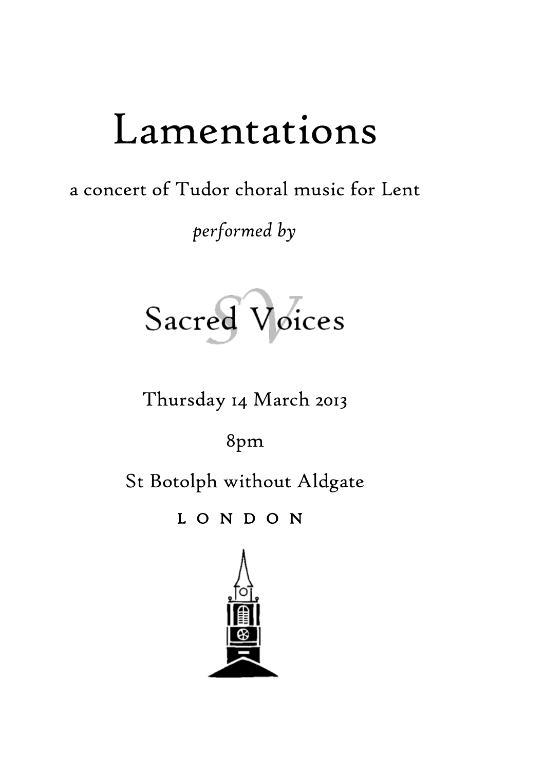# Lamentations

a concert of Tudor choral music for Lent

*performed by*

Sacred Voices

Thursday 14 March 2013

8pm

St Botolph without Aldgate

LONDON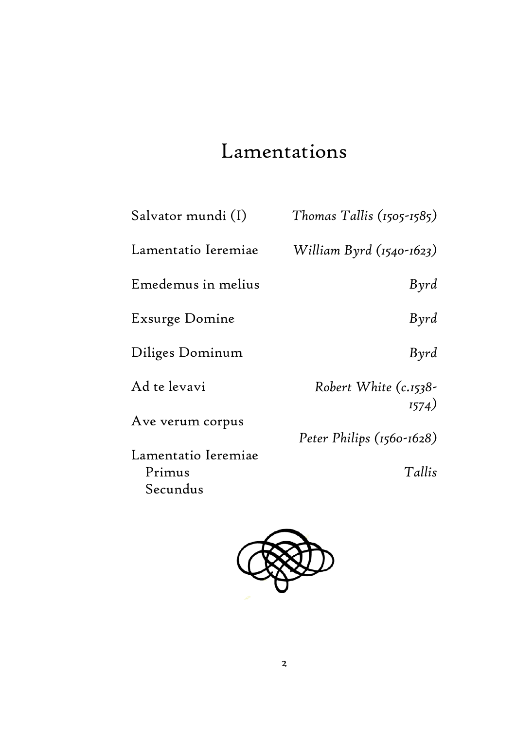# Lamentations

| | |
|---|---|
| Salvator mundi (I) | *Thomas Tallis (1505-1585)* |
| Lamentatio Ieremiae | *William Byrd (1540-1623)* |
| Emedemus in melius | *Byrd* |
| Exsurge Domine | *Byrd* |
| Diliges Dominum | *Byrd* |
| Ad te levavi | *Robert White (c.1538-1574)* |
| Ave verum corpus | *Peter Philips (1560-1628)* |
| Lamentatio Ieremiae<br>Primus<br>Secundus | *Tallis* |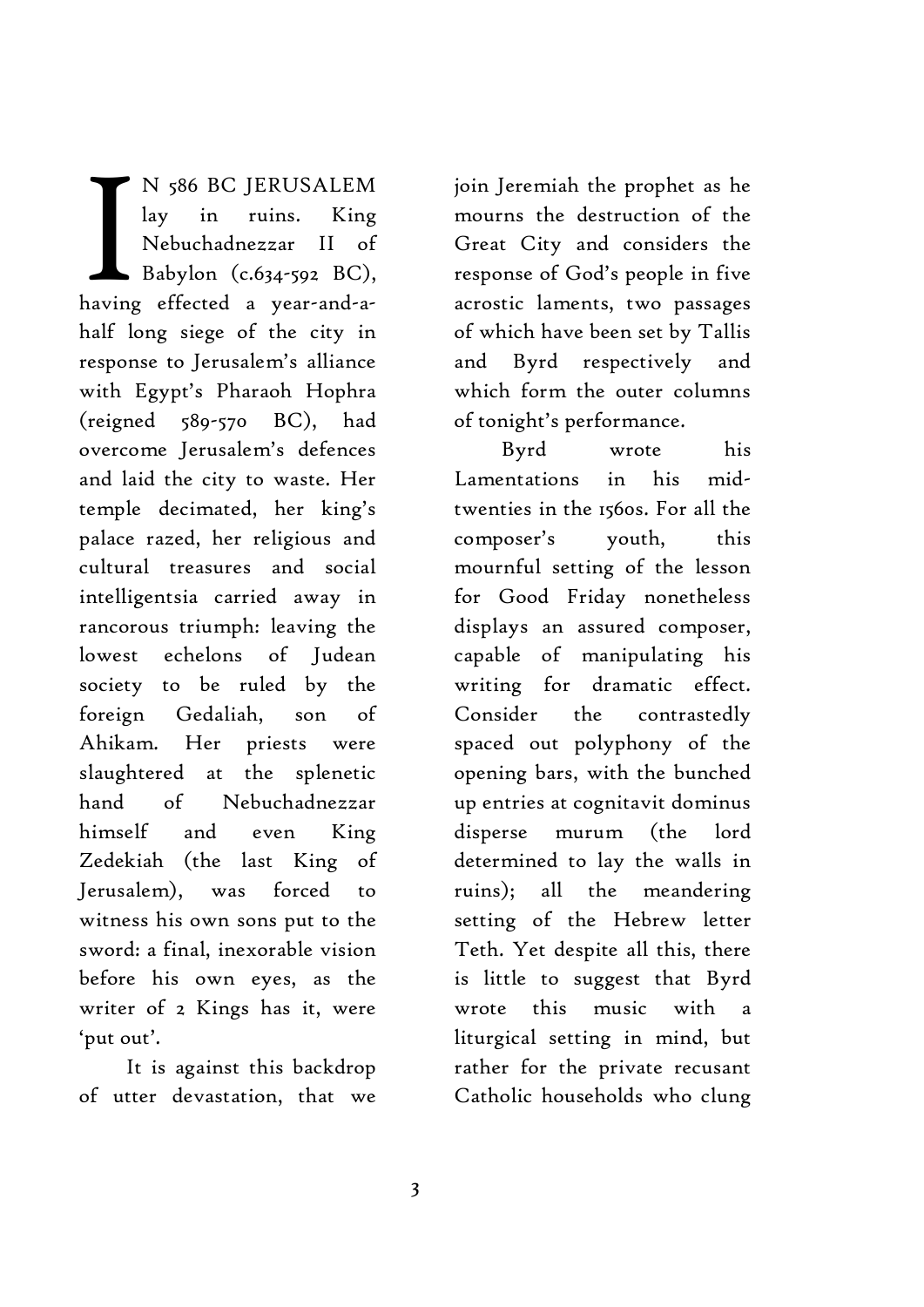IN 586 BC JERUSALEM lay in ruins. King Nebuchadnezzar II of Babylon (c.634-592 BC), having effected a year-and-a-half long siege of the city in response to Jerusalem's alliance with Egypt's Pharaoh Hophra (reigned 589-570 BC), had overcome Jerusalem's defences and laid the city to waste. Her temple decimated, her king's palace razed, her religious and cultural treasures and social intelligentsia carried away in rancorous triumph: leaving the lowest echelons of Judean society to be ruled by the foreign Gedaliah, son of Ahikam. Her priests were slaughtered at the splenetic hand of Nebuchadnezzar himself and even King Zedekiah (the last King of Jerusalem), was forced to witness his own sons put to the sword: a final, inexorable vision before his own eyes, as the writer of 2 Kings has it, were 'put out'.

It is against this backdrop of utter devastation, that we join Jeremiah the prophet as he mourns the destruction of the Great City and considers the response of God's people in five acrostic laments, two passages of which have been set by Tallis and Byrd respectively and which form the outer columns of tonight's performance.

Byrd wrote his Lamentations in his mid-twenties in the 1560s. For all the composer's youth, this mournful setting of the lesson for Good Friday nonetheless displays an assured composer, capable of manipulating his writing for dramatic effect. Consider the contrastedly spaced out polyphony of the opening bars, with the bunched up entries at cognitavit dominus disperse murum (the lord determined to lay the walls in ruins); all the meandering setting of the Hebrew letter Teth. Yet despite all this, there is little to suggest that Byrd wrote this music with a liturgical setting in mind, but rather for the private recusant Catholic households who clung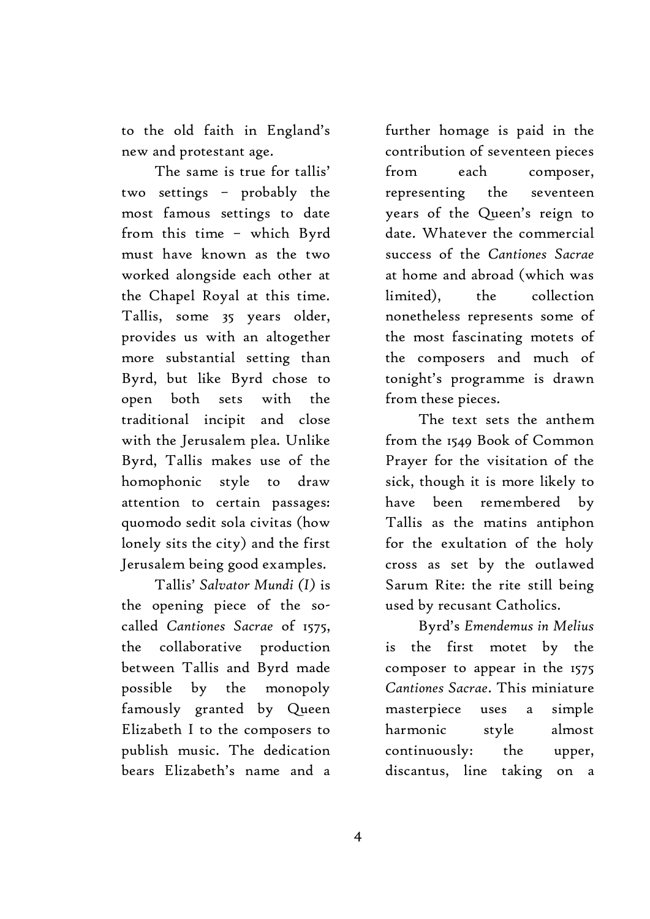to the old faith in England's new and protestant age.

The same is true for tallis' two settings – probably the most famous settings to date from this time – which Byrd must have known as the two worked alongside each other at the Chapel Royal at this time. Tallis, some 35 years older, provides us with an altogether more substantial setting than Byrd, but like Byrd chose to open both sets with the traditional incipit and close with the Jerusalem plea. Unlike Byrd, Tallis makes use of the homophonic style to draw attention to certain passages: quomodo sedit sola civitas (how lonely sits the city) and the first Jerusalem being good examples.

Tallis' *Salvator Mundi (I)* is the opening piece of the so-called *Cantiones Sacrae* of 1575, the collaborative production between Tallis and Byrd made possible by the monopoly famously granted by Queen Elizabeth I to the composers to publish music. The dedication bears Elizabeth's name and a further homage is paid in the contribution of seventeen pieces from each composer, representing the seventeen years of the Queen's reign to date. Whatever the commercial success of the *Cantiones Sacrae* at home and abroad (which was limited), the collection nonetheless represents some of the most fascinating motets of the composers and much of tonight's programme is drawn from these pieces.

The text sets the anthem from the 1549 Book of Common Prayer for the visitation of the sick, though it is more likely to have been remembered by Tallis as the matins antiphon for the exultation of the holy cross as set by the outlawed Sarum Rite: the rite still being used by recusant Catholics.

Byrd's *Emendemus in Melius* is the first motet by the composer to appear in the 1575 *Cantiones Sacrae*. This miniature masterpiece uses a simple harmonic style almost continuously: the upper, discantus, line taking on a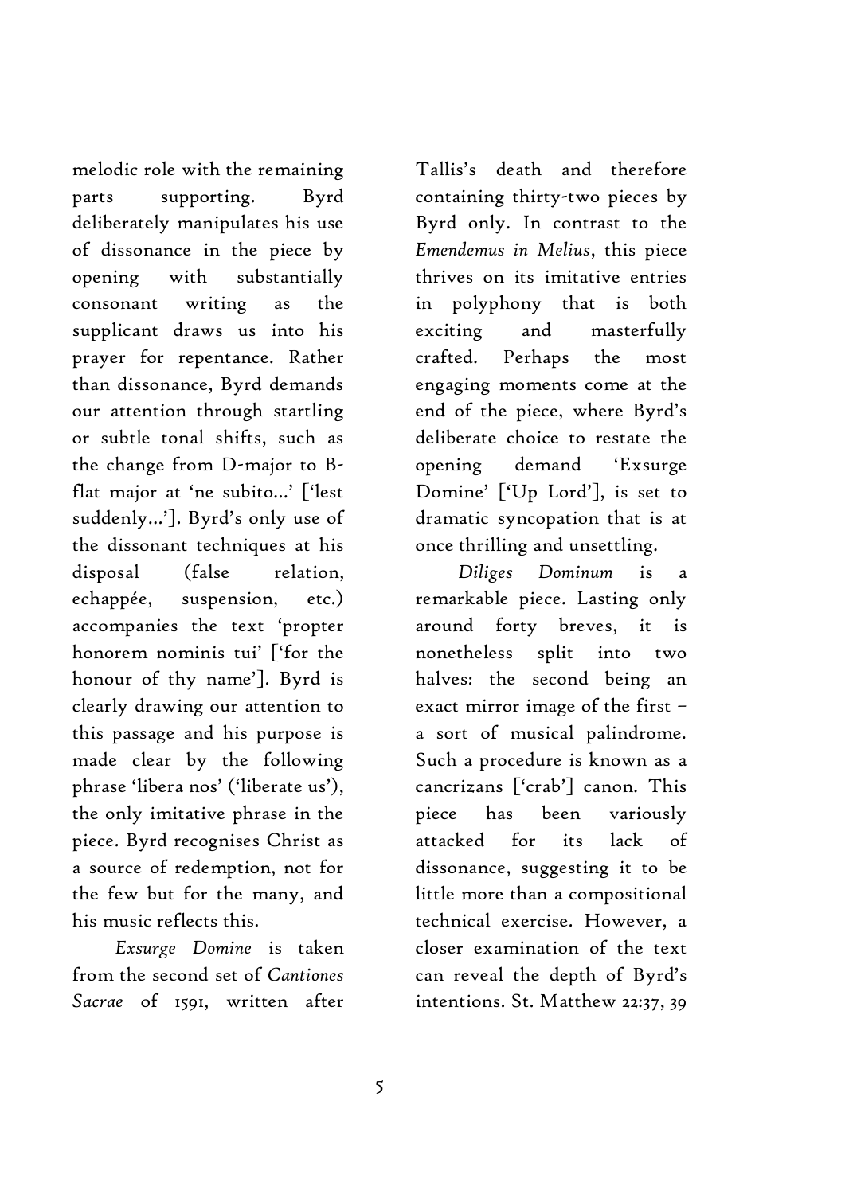melodic role with the remaining parts supporting. Byrd deliberately manipulates his use of dissonance in the piece by opening with substantially consonant writing as the supplicant draws us into his prayer for repentance. Rather than dissonance, Byrd demands our attention through startling or subtle tonal shifts, such as the change from D-major to B-flat major at 'ne subito…' ['lest suddenly…']. Byrd's only use of the dissonant techniques at his disposal (false relation, echappée, suspension, etc.) accompanies the text 'propter honorem nominis tui' ['for the honour of thy name']. Byrd is clearly drawing our attention to this passage and his purpose is made clear by the following phrase 'libera nos' ('liberate us'), the only imitative phrase in the piece. Byrd recognises Christ as a source of redemption, not for the few but for the many, and his music reflects this.

*Exsurge Domine* is taken from the second set of *Cantiones Sacrae* of 1591, written after Tallis's death and therefore containing thirty-two pieces by Byrd only. In contrast to the *Emendemus in Melius*, this piece thrives on its imitative entries in polyphony that is both exciting and masterfully crafted. Perhaps the most engaging moments come at the end of the piece, where Byrd's deliberate choice to restate the opening demand 'Exsurge Domine' ['Up Lord'], is set to dramatic syncopation that is at once thrilling and unsettling.

*Diliges Dominum* is a remarkable piece. Lasting only around forty breves, it is nonetheless split into two halves: the second being an exact mirror image of the first – a sort of musical palindrome. Such a procedure is known as a cancrizans ['crab'] canon. This piece has been variously attacked for its lack of dissonance, suggesting it to be little more than a compositional technical exercise. However, a closer examination of the text can reveal the depth of Byrd's intentions. St. Matthew 22:37, 39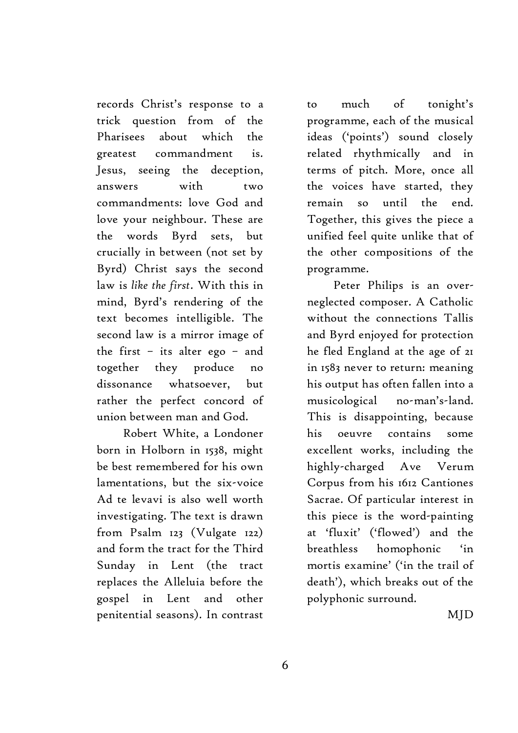records Christ's response to a trick question from of the Pharisees about which the greatest commandment is. Jesus, seeing the deception, answers with two commandments: love God and love your neighbour. These are the words Byrd sets, but crucially in between (not set by Byrd) Christ says the second law is *like the first*. With this in mind, Byrd's rendering of the text becomes intelligible. The second law is a mirror image of the first – its alter ego – and together they produce no dissonance whatsoever, but rather the perfect concord of union between man and God.

Robert White, a Londoner born in Holborn in 1538, might be best remembered for his own lamentations, but the six-voice Ad te levavi is also well worth investigating. The text is drawn from Psalm 123 (Vulgate 122) and form the tract for the Third Sunday in Lent (the tract replaces the Alleluia before the gospel in Lent and other penitential seasons). In contrast to much of tonight's programme, each of the musical ideas ('points') sound closely related rhythmically and in terms of pitch. More, once all the voices have started, they remain so until the end. Together, this gives the piece a unified feel quite unlike that of the other compositions of the programme.

Peter Philips is an over-neglected composer. A Catholic without the connections Tallis and Byrd enjoyed for protection he fled England at the age of 21 in 1583 never to return: meaning his output has often fallen into a musicological no-man's-land. This is disappointing, because his oeuvre contains some excellent works, including the highly-charged Ave Verum Corpus from his 1612 Cantiones Sacrae. Of particular interest in this piece is the word-painting at 'fluxit' ('flowed') and the breathless homophonic 'in mortis examine' ('in the trail of death'), which breaks out of the polyphonic surround.

MJD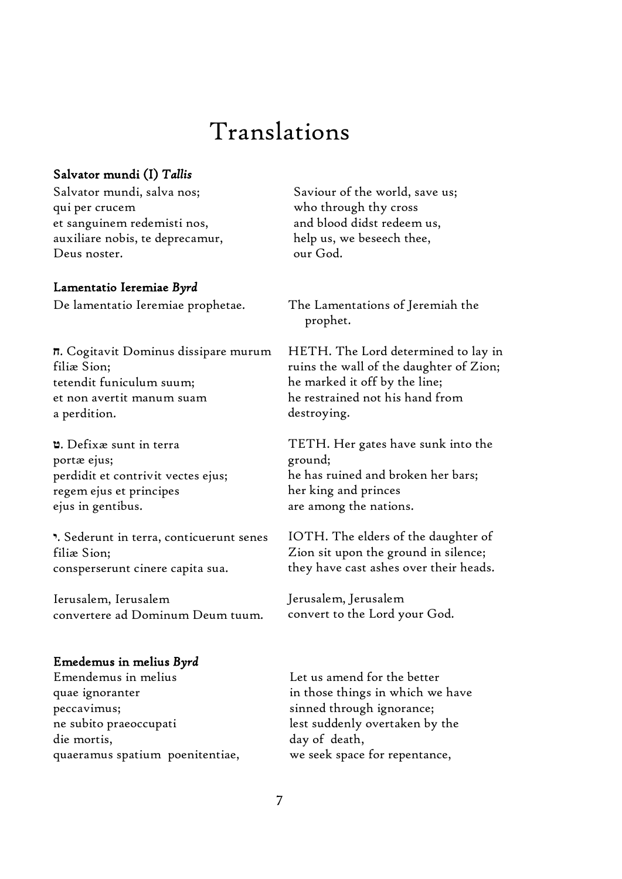# Translations

**Salvator mundi (I)** ***Tallis***

Salvator mundi, salva nos;
qui per crucem
et sanguinem redemisti nos,
auxiliare nobis, te deprecamur,
Deus noster.

Saviour of the world, save us;
who through thy cross
and blood didst redeem us,
help us, we beseech thee,
our God.

**Lamentatio Ieremiae** ***Byrd***

De lamentatio Ieremiae prophetae.

The Lamentations of Jeremiah the prophet.

ח. Cogitavit Dominus dissipare murum filiæ Sion;
tetendit funiculum suum;
et non avertit manum suam
a perdition.

HETH. The Lord determined to lay in ruins the wall of the daughter of Zion;
he marked it off by the line;
he restrained not his hand from destroying.

ט. Defixæ sunt in terra
portæ ejus;
perdidit et contrivit vectes ejus;
regem ejus et principes
ejus in gentibus.

TETH. Her gates have sunk into the ground;
he has ruined and broken her bars;
her king and princes
are among the nations.

י. Sederunt in terra, conticuerunt senes filiæ Sion;
consperserunt cinere capita sua.

IOTH. The elders of the daughter of Zion sit upon the ground in silence;
they have cast ashes over their heads.

Ierusalem, Ierusalem
convertere ad Dominum Deum tuum.

Jerusalem, Jerusalem
convert to the Lord your God.

**Emedemus in melius** ***Byrd***

Emendemus in melius
quae ignoranter
peccavimus;
ne subito praeoccupati
die mortis,
quaeramus spatium poenitentiae,

Let us amend for the better
in those things in which we have
sinned through ignorance;
lest suddenly overtaken by the
day of death,
we seek space for repentance,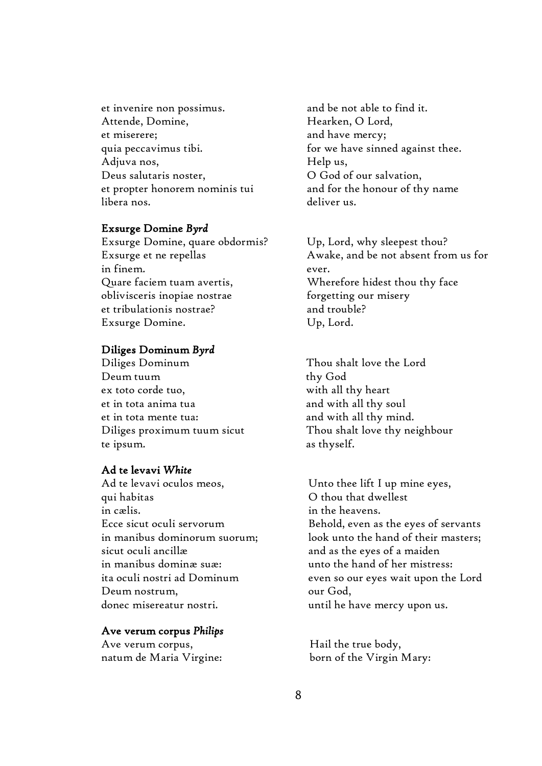| | |
|---|---|
| et invenire non possimus. | and be not able to find it. |
| Attende, Domine, | Hearken, O Lord, |
| et miserere; | and have mercy; |
| quia peccavimus tibi. | for we have sinned against thee. |
| Adjuva nos, | Help us, |
| Deus salutaris noster, | O God of our salvation, |
| et propter honorem nominis tui | and for the honour of thy name |
| libera nos. | deliver us. |

**Exsurge Domine** ***Byrd***

| | |
|---|---|
| Exsurge Domine, quare obdormis? | Up, Lord, why sleepest thou? |
| Exsurge et ne repellas | Awake, and be not absent from us for |
| in finem. | ever. |
| Quare faciem tuam avertis, | Wherefore hidest thou thy face |
| oblivisceris inopiae nostrae | forgetting our misery |
| et tribulationis nostrae? | and trouble? |
| Exsurge Domine. | Up, Lord. |

**Diliges Dominum** ***Byrd***

| | |
|---|---|
| Diliges Dominum | Thou shalt love the Lord |
| Deum tuum | thy God |
| ex toto corde tuo, | with all thy heart |
| et in tota anima tua | and with all thy soul |
| et in tota mente tua: | and with all thy mind. |
| Diliges proximum tuum sicut | Thou shalt love thy neighbour |
| te ipsum. | as thyself. |

**Ad te levavi** ***White***

| | |
|---|---|
| Ad te levavi oculos meos, | Unto thee lift I up mine eyes, |
| qui habitas | O thou that dwellest |
| in cælis. | in the heavens. |
| Ecce sicut oculi servorum | Behold, even as the eyes of servants |
| in manibus dominorum suorum; | look unto the hand of their masters; |
| sicut oculi ancillæ | and as the eyes of a maiden |
| in manibus dominæ suæ: | unto the hand of her mistress: |
| ita oculi nostri ad Dominum | even so our eyes wait upon the Lord |
| Deum nostrum, | our God, |
| donec misereatur nostri. | until he have mercy upon us. |

**Ave verum corpus** ***Philips***

| | |
|---|---|
| Ave verum corpus, | Hail the true body, |
| natum de Maria Virgine: | born of the Virgin Mary: |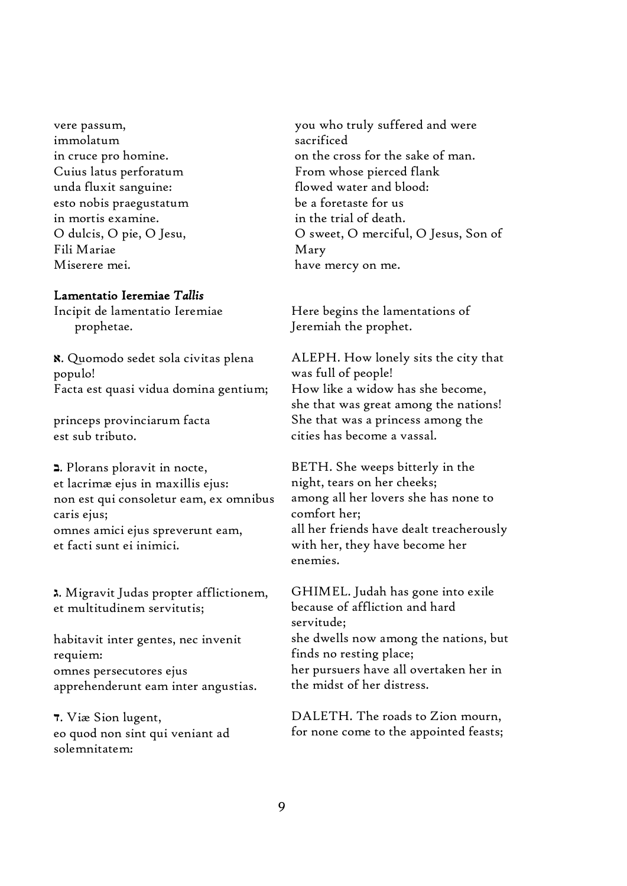vere passum,
immolatum
in cruce pro homine.
Cuius latus perforatum
unda fluxit sanguine:
esto nobis praegustatum
in mortis examine.
O dulcis, O pie, O Jesu,
Fili Mariae
Miserere mei.

you who truly suffered and were sacrificed
on the cross for the sake of man.
From whose pierced flank
flowed water and blood:
be a foretaste for us
in the trial of death.
O sweet, O merciful, O Jesus, Son of Mary
have mercy on me.

**Lamentatio Ieremiae *Tallis***

Incipit de lamentatio Ieremiae prophetae.

Here begins the lamentations of Jeremiah the prophet.

א. Quomodo sedet sola civitas plena populo!
Facta est quasi vidua domina gentium;

princeps provinciarum facta est sub tributo.

ALEPH. How lonely sits the city that was full of people!
How like a widow has she become, she that was great among the nations!
She that was a princess among the cities has become a vassal.

ב. Plorans ploravit in nocte,
et lacrimæ ejus in maxillis ejus:
non est qui consoletur eam, ex omnibus caris ejus;
omnes amici ejus spreverunt eam,
et facti sunt ei inimici.

BETH. She weeps bitterly in the night, tears on her cheeks;
among all her lovers she has none to comfort her;
all her friends have dealt treacherously with her, they have become her enemies.

ג. Migravit Judas propter afflictionem,
et multitudinem servitutis;

habitavit inter gentes, nec invenit requiem:
omnes persecutores ejus
apprehenderunt eam inter angustias.

GHIMEL. Judah has gone into exile because of affliction and hard servitude;
she dwells now among the nations, but finds no resting place;
her pursuers have all overtaken her in the midst of her distress.

ד. Viæ Sion lugent,
eo quod non sint qui veniant ad solemnitatem:

DALETH. The roads to Zion mourn,
for none come to the appointed feasts;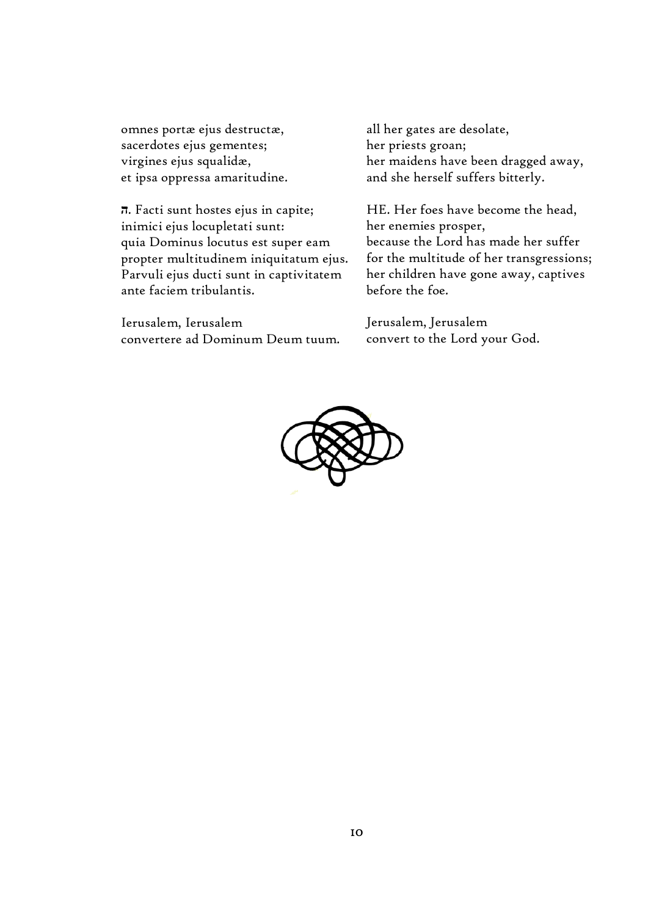omnes portæ ejus destructæ,
sacerdotes ejus gementes;
virgines ejus squalidæ,
et ipsa oppressa amaritudine.

all her gates are desolate,
her priests groan;
her maidens have been dragged away,
and she herself suffers bitterly.

ה. Facti sunt hostes ejus in capite;
inimici ejus locupletati sunt:
quia Dominus locutus est super eam
propter multitudinem iniquitatum ejus.
Parvuli ejus ducti sunt in captivitatem
ante faciem tribulantis.

HE. Her foes have become the head,
her enemies prosper,
because the Lord has made her suffer
for the multitude of her transgressions;
her children have gone away, captives
before the foe.

Ierusalem, Ierusalem
convertere ad Dominum Deum tuum.

Jerusalem, Jerusalem
convert to the Lord your God.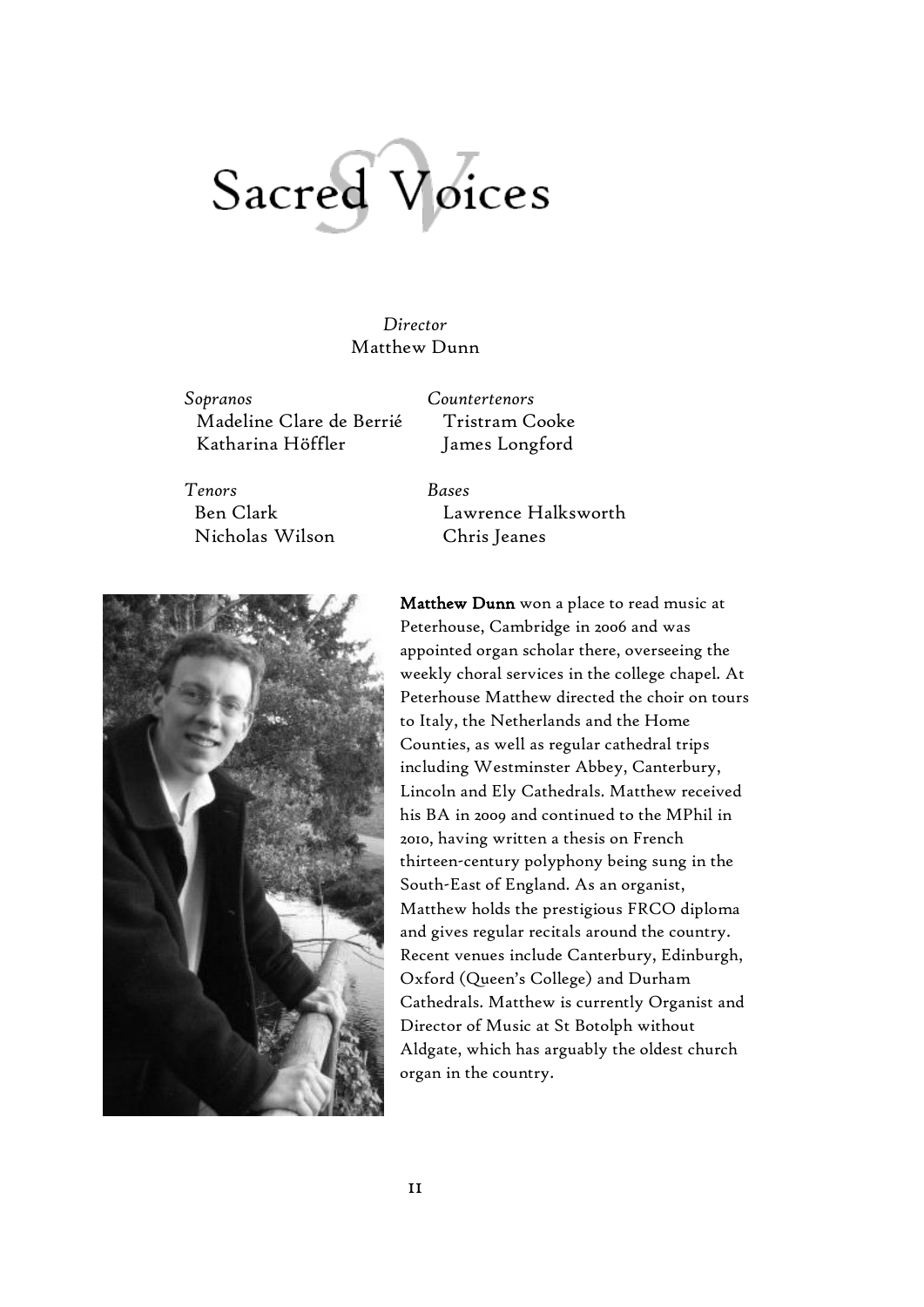# Sacred Voices

*Director*
Matthew Dunn

*Sopranos*
Madeline Clare de Berrié
Katharina Höffler

*Countertenors*
Tristram Cooke
James Longford

*Tenors*
Ben Clark
Nicholas Wilson

*Bases*
Lawrence Halksworth
Chris Jeanes

**Matthew Dunn** won a place to read music at Peterhouse, Cambridge in 2006 and was appointed organ scholar there, overseeing the weekly choral services in the college chapel. At Peterhouse Matthew directed the choir on tours to Italy, the Netherlands and the Home Counties, as well as regular cathedral trips including Westminster Abbey, Canterbury, Lincoln and Ely Cathedrals. Matthew received his BA in 2009 and continued to the MPhil in 2010, having written a thesis on French thirteen-century polyphony being sung in the South-East of England. As an organist, Matthew holds the prestigious FRCO diploma and gives regular recitals around the country. Recent venues include Canterbury, Edinburgh, Oxford (Queen's College) and Durham Cathedrals. Matthew is currently Organist and Director of Music at St Botolph without Aldgate, which has arguably the oldest church organ in the country.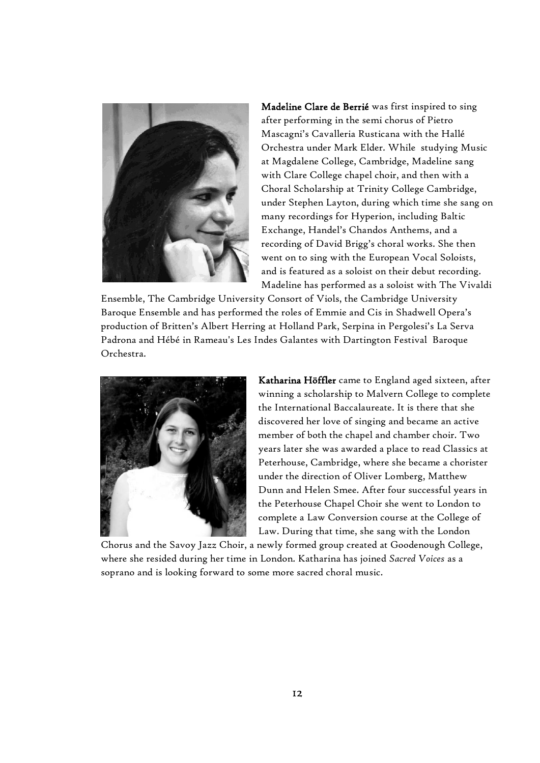**Madeline Clare de Berrié** was first inspired to sing after performing in the semi chorus of Pietro Mascagni's Cavalleria Rusticana with the Hallé Orchestra under Mark Elder. While studying Music at Magdalene College, Cambridge, Madeline sang with Clare College chapel choir, and then with a Choral Scholarship at Trinity College Cambridge, under Stephen Layton, during which time she sang on many recordings for Hyperion, including Baltic Exchange, Handel's Chandos Anthems, and a recording of David Brigg's choral works. She then went on to sing with the European Vocal Soloists, and is featured as a soloist on their debut recording. Madeline has performed as a soloist with The Vivaldi Ensemble, The Cambridge University Consort of Viols, the Cambridge University Baroque Ensemble and has performed the roles of Emmie and Cis in Shadwell Opera's production of Britten's Albert Herring at Holland Park, Serpina in Pergolesi's La Serva Padrona and Hébé in Rameau's Les Indes Galantes with Dartington Festival Baroque Orchestra.

**Katharina Höffler** came to England aged sixteen, after winning a scholarship to Malvern College to complete the International Baccalaureate. It is there that she discovered her love of singing and became an active member of both the chapel and chamber choir. Two years later she was awarded a place to read Classics at Peterhouse, Cambridge, where she became a chorister under the direction of Oliver Lomberg, Matthew Dunn and Helen Smee. After four successful years in the Peterhouse Chapel Choir she went to London to complete a Law Conversion course at the College of Law. During that time, she sang with the London Chorus and the Savoy Jazz Choir, a newly formed group created at Goodenough College, where she resided during her time in London. Katharina has joined *Sacred Voices* as a soprano and is looking forward to some more sacred choral music.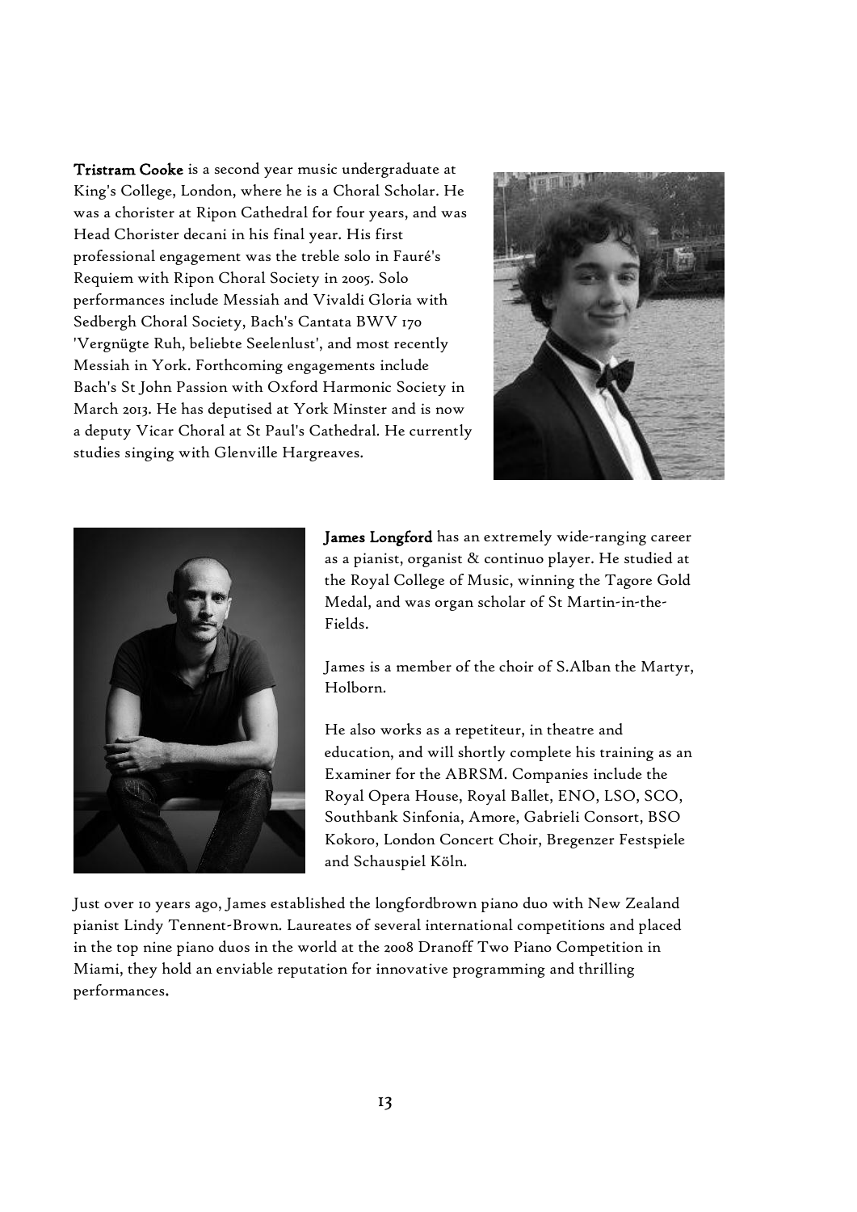**Tristram Cooke** is a second year music undergraduate at King's College, London, where he is a Choral Scholar. He was a chorister at Ripon Cathedral for four years, and was Head Chorister decani in his final year. His first professional engagement was the treble solo in Fauré's Requiem with Ripon Choral Society in 2005. Solo performances include Messiah and Vivaldi Gloria with Sedbergh Choral Society, Bach's Cantata BWV 170 'Vergnügte Ruh, beliebte Seelenlust', and most recently Messiah in York. Forthcoming engagements include Bach's St John Passion with Oxford Harmonic Society in March 2013. He has deputised at York Minster and is now a deputy Vicar Choral at St Paul's Cathedral. He currently studies singing with Glenville Hargreaves.

**James Longford** has an extremely wide-ranging career as a pianist, organist & continuo player. He studied at the Royal College of Music, winning the Tagore Gold Medal, and was organ scholar of St Martin-in-the-Fields.

James is a member of the choir of S.Alban the Martyr, Holborn.

He also works as a repetiteur, in theatre and education, and will shortly complete his training as an Examiner for the ABRSM. Companies include the Royal Opera House, Royal Ballet, ENO, LSO, SCO, Southbank Sinfonia, Amore, Gabrieli Consort, BSO Kokoro, London Concert Choir, Bregenzer Festspiele and Schauspiel Köln.

Just over 10 years ago, James established the longfordbrown piano duo with New Zealand pianist Lindy Tennent-Brown. Laureates of several international competitions and placed in the top nine piano duos in the world at the 2008 Dranoff Two Piano Competition in Miami, they hold an enviable reputation for innovative programming and thrilling performances.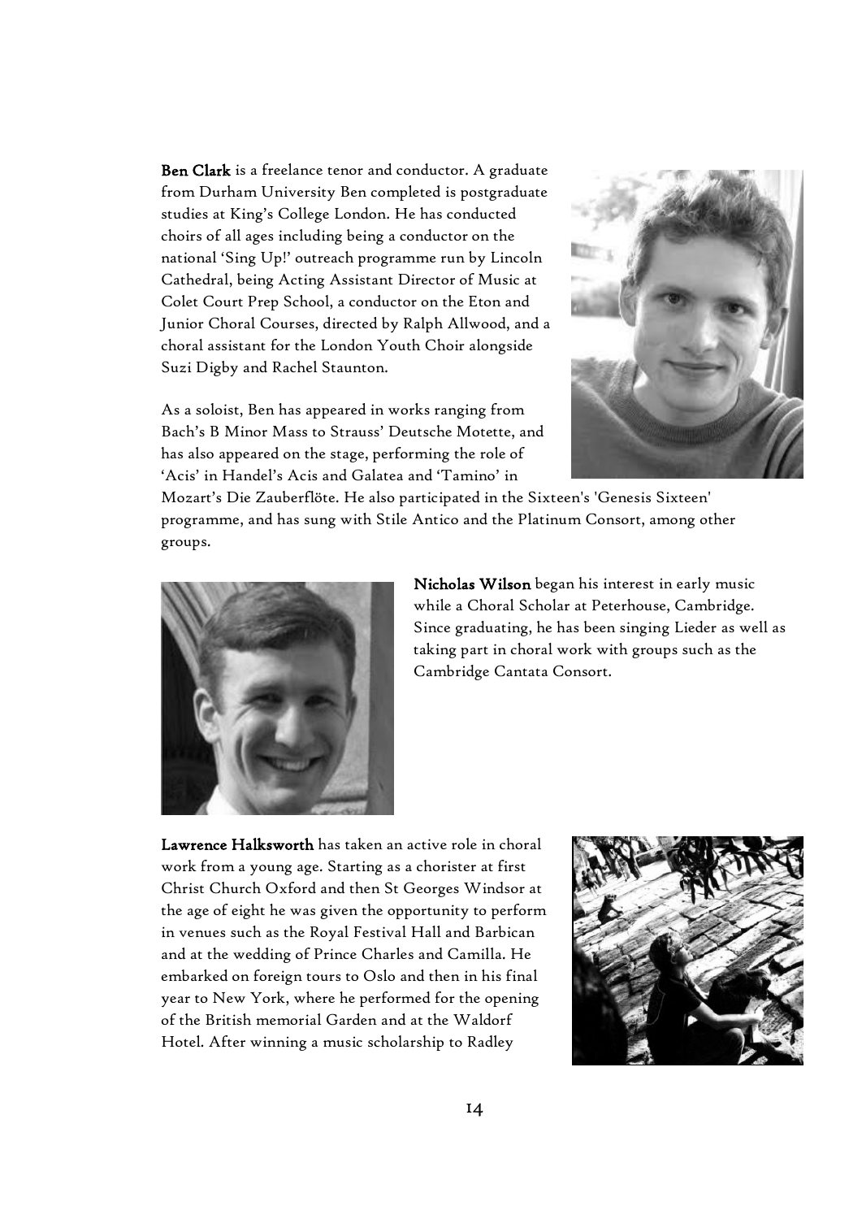**Ben Clark** is a freelance tenor and conductor. A graduate from Durham University Ben completed is postgraduate studies at King's College London. He has conducted choirs of all ages including being a conductor on the national 'Sing Up!' outreach programme run by Lincoln Cathedral, being Acting Assistant Director of Music at Colet Court Prep School, a conductor on the Eton and Junior Choral Courses, directed by Ralph Allwood, and a choral assistant for the London Youth Choir alongside Suzi Digby and Rachel Staunton.

As a soloist, Ben has appeared in works ranging from Bach's B Minor Mass to Strauss' Deutsche Motette, and has also appeared on the stage, performing the role of 'Acis' in Handel's Acis and Galatea and 'Tamino' in Mozart's Die Zauberflöte. He also participated in the Sixteen's 'Genesis Sixteen' programme, and has sung with Stile Antico and the Platinum Consort, among other groups.

**Nicholas Wilson** began his interest in early music while a Choral Scholar at Peterhouse, Cambridge. Since graduating, he has been singing Lieder as well as taking part in choral work with groups such as the Cambridge Cantata Consort.

**Lawrence Halksworth** has taken an active role in choral work from a young age. Starting as a chorister at first Christ Church Oxford and then St Georges Windsor at the age of eight he was given the opportunity to perform in venues such as the Royal Festival Hall and Barbican and at the wedding of Prince Charles and Camilla. He embarked on foreign tours to Oslo and then in his final year to New York, where he performed for the opening of the British memorial Garden and at the Waldorf Hotel. After winning a music scholarship to Radley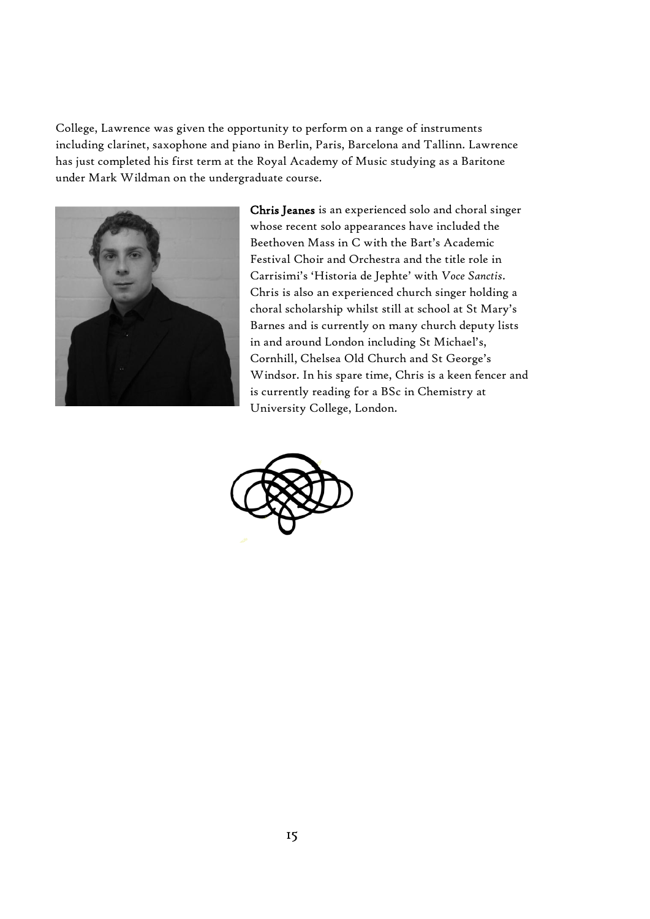College, Lawrence was given the opportunity to perform on a range of instruments including clarinet, saxophone and piano in Berlin, Paris, Barcelona and Tallinn. Lawrence has just completed his first term at the Royal Academy of Music studying as a Baritone under Mark Wildman on the undergraduate course.

**Chris Jeanes** is an experienced solo and choral singer whose recent solo appearances have included the Beethoven Mass in C with the Bart's Academic Festival Choir and Orchestra and the title role in Carrisimi's 'Historia de Jephte' with *Voce Sanctis*. Chris is also an experienced church singer holding a choral scholarship whilst still at school at St Mary's Barnes and is currently on many church deputy lists in and around London including St Michael's, Cornhill, Chelsea Old Church and St George's Windsor. In his spare time, Chris is a keen fencer and is currently reading for a BSc in Chemistry at University College, London.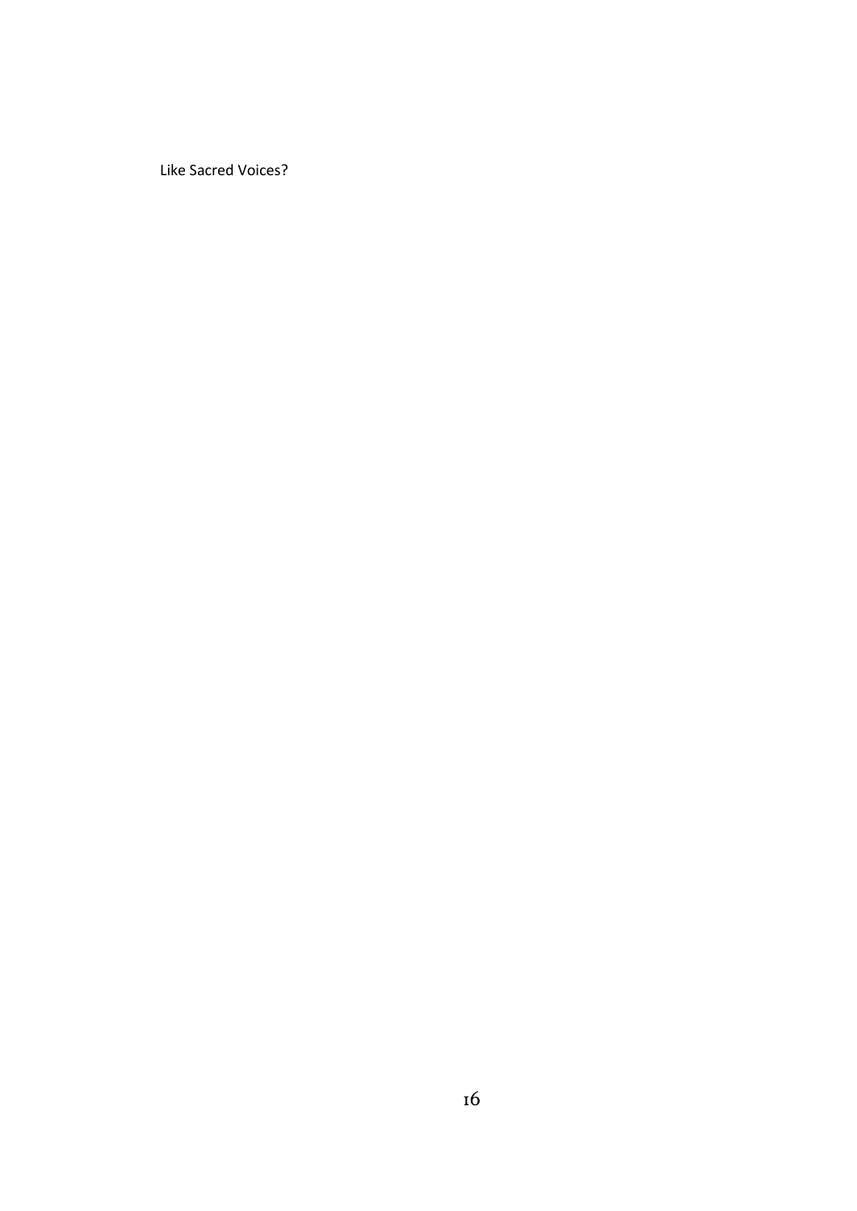Like Sacred Voices?